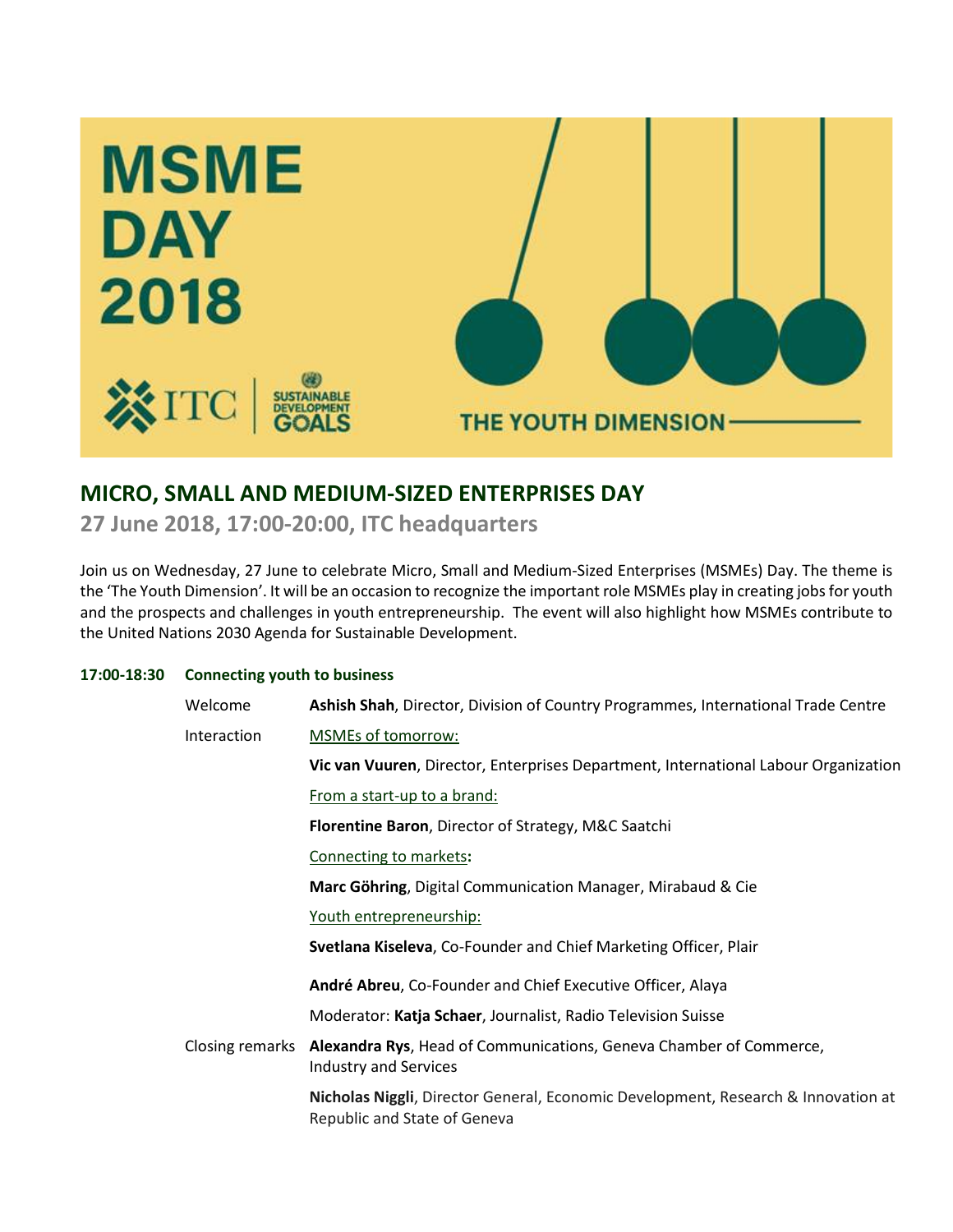MSME DAY 2018

ITC | SUSTAINABLE DEVELOPMENT GOALS

THE YOUTH DIMENSION

# MICRO, SMALL AND MEDIUM-SIZED ENTERPRISES DAY

## 27 June 2018, 17:00-20:00, ITC headquarters

Join us on Wednesday, 27 June to celebrate Micro, Small and Medium-Sized Enterprises (MSMEs) Day. The theme is the 'The Youth Dimension'. It will be an occasion to recognize the important role MSMEs play in creating jobs for youth and the prospects and challenges in youth entrepreneurship. The event will also highlight how MSMEs contribute to the United Nations 2030 Agenda for Sustainable Development.

**17:00-18:30 Connecting youth to business**

Welcome — **Ashish Shah**, Director, Division of Country Programmes, International Trade Centre

Interaction

MSMEs of tomorrow:

**Vic van Vuuren**, Director, Enterprises Department, International Labour Organization

From a start-up to a brand:

**Florentine Baron**, Director of Strategy, M&C Saatchi

Connecting to markets**:**

**Marc Göhring**, Digital Communication Manager, Mirabaud & Cie

Youth entrepreneurship:

**Svetlana Kiseleva**, Co-Founder and Chief Marketing Officer, Plair

**André Abreu**, Co-Founder and Chief Executive Officer, Alaya

Moderator: **Katja Schaer**, Journalist, Radio Television Suisse

Closing remarks

**Alexandra Rys**, Head of Communications, Geneva Chamber of Commerce, Industry and Services

**Nicholas Niggli**, Director General, Economic Development, Research & Innovation at Republic and State of Geneva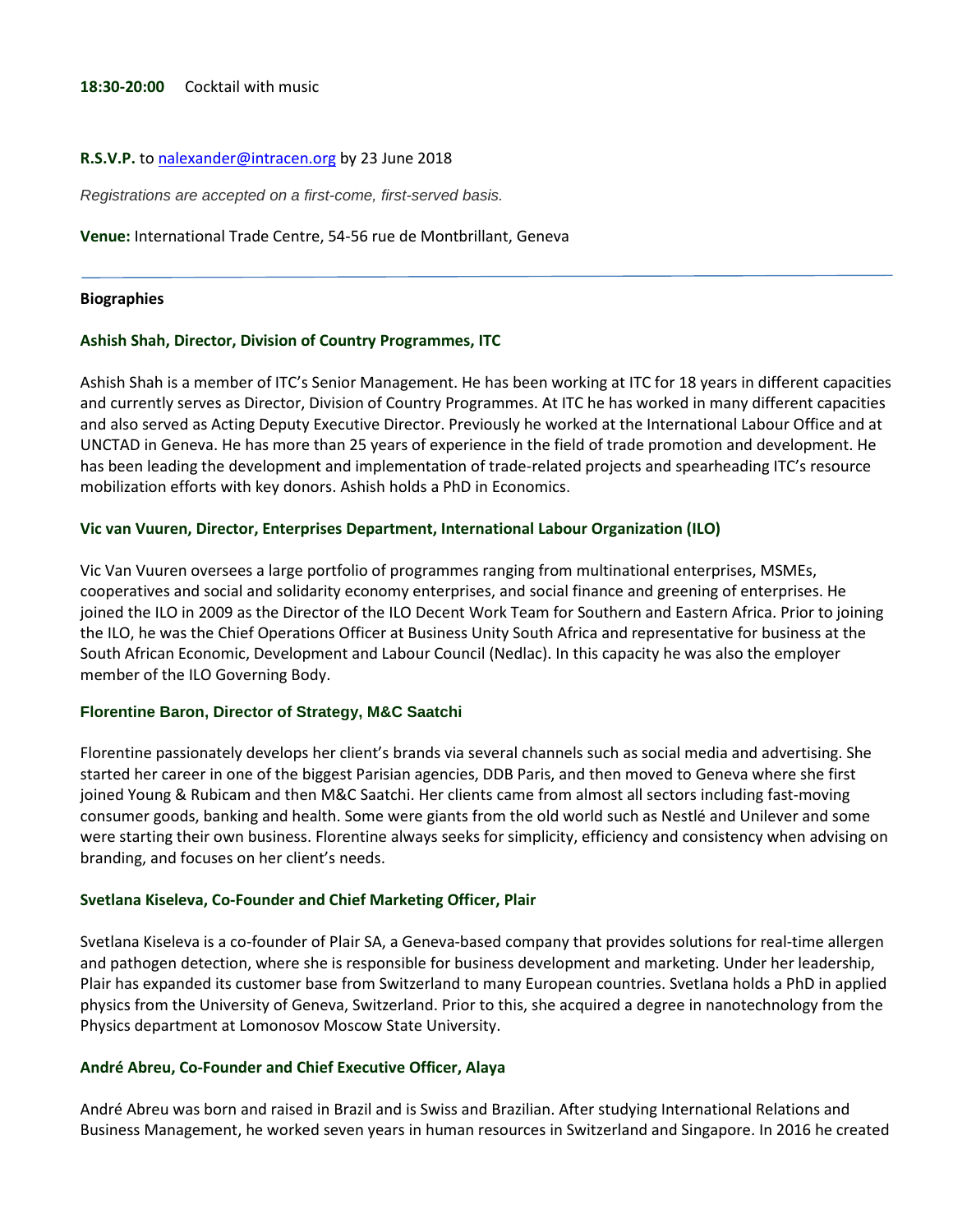**18:30-20:00** Cocktail with music

**R.S.V.P.** to nalexander@intracen.org by 23 June 2018

*Registrations are accepted on a first-come, first-served basis.*

**Venue:** International Trade Centre, 54-56 rue de Montbrillant, Geneva

---

**Biographies**

**Ashish Shah, Director, Division of Country Programmes, ITC**

Ashish Shah is a member of ITC's Senior Management. He has been working at ITC for 18 years in different capacities and currently serves as Director, Division of Country Programmes. At ITC he has worked in many different capacities and also served as Acting Deputy Executive Director. Previously he worked at the International Labour Office and at UNCTAD in Geneva. He has more than 25 years of experience in the field of trade promotion and development. He has been leading the development and implementation of trade-related projects and spearheading ITC's resource mobilization efforts with key donors. Ashish holds a PhD in Economics.

**Vic van Vuuren, Director, Enterprises Department, International Labour Organization (ILO)**

Vic Van Vuuren oversees a large portfolio of programmes ranging from multinational enterprises, MSMEs, cooperatives and social and solidarity economy enterprises, and social finance and greening of enterprises. He joined the ILO in 2009 as the Director of the ILO Decent Work Team for Southern and Eastern Africa. Prior to joining the ILO, he was the Chief Operations Officer at Business Unity South Africa and representative for business at the South African Economic, Development and Labour Council (Nedlac). In this capacity he was also the employer member of the ILO Governing Body.

**Florentine Baron, Director of Strategy, M&C Saatchi**

Florentine passionately develops her client's brands via several channels such as social media and advertising. She started her career in one of the biggest Parisian agencies, DDB Paris, and then moved to Geneva where she first joined Young & Rubicam and then M&C Saatchi. Her clients came from almost all sectors including fast-moving consumer goods, banking and health. Some were giants from the old world such as Nestlé and Unilever and some were starting their own business. Florentine always seeks for simplicity, efficiency and consistency when advising on branding, and focuses on her client's needs.

**Svetlana Kiseleva, Co-Founder and Chief Marketing Officer, Plair**

Svetlana Kiseleva is a co-founder of Plair SA, a Geneva-based company that provides solutions for real-time allergen and pathogen detection, where she is responsible for business development and marketing. Under her leadership, Plair has expanded its customer base from Switzerland to many European countries. Svetlana holds a PhD in applied physics from the University of Geneva, Switzerland. Prior to this, she acquired a degree in nanotechnology from the Physics department at Lomonosov Moscow State University.

**André Abreu, Co-Founder and Chief Executive Officer, Alaya**

André Abreu was born and raised in Brazil and is Swiss and Brazilian. After studying International Relations and Business Management, he worked seven years in human resources in Switzerland and Singapore. In 2016 he created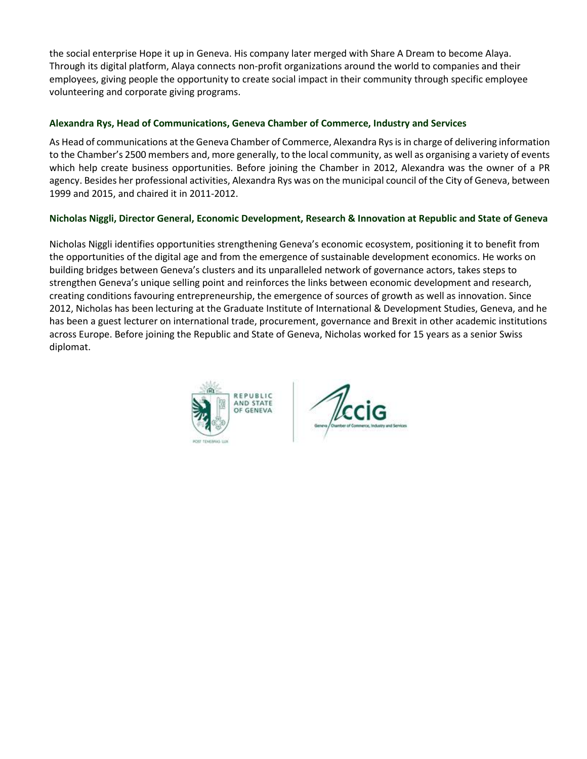the social enterprise Hope it up in Geneva. His company later merged with Share A Dream to become Alaya. Through its digital platform, Alaya connects non-profit organizations around the world to companies and their employees, giving people the opportunity to create social impact in their community through specific employee volunteering and corporate giving programs.

**Alexandra Rys, Head of Communications, Geneva Chamber of Commerce, Industry and Services**

As Head of communications at the Geneva Chamber of Commerce, Alexandra Rys is in charge of delivering information to the Chamber's 2500 members and, more generally, to the local community, as well as organising a variety of events which help create business opportunities. Before joining the Chamber in 2012, Alexandra was the owner of a PR agency. Besides her professional activities, Alexandra Rys was on the municipal council of the City of Geneva, between 1999 and 2015, and chaired it in 2011-2012.

**Nicholas Niggli, Director General, Economic Development, Research & Innovation at Republic and State of Geneva**

Nicholas Niggli identifies opportunities strengthening Geneva's economic ecosystem, positioning it to benefit from the opportunities of the digital age and from the emergence of sustainable development economics. He works on building bridges between Geneva's clusters and its unparalleled network of governance actors, takes steps to strengthen Geneva's unique selling point and reinforces the links between economic development and research, creating conditions favouring entrepreneurship, the emergence of sources of growth as well as innovation. Since 2012, Nicholas has been lecturing at the Graduate Institute of International & Development Studies, Geneva, and he has been a guest lecturer on international trade, procurement, governance and Brexit in other academic institutions across Europe. Before joining the Republic and State of Geneva, Nicholas worked for 15 years as a senior Swiss diplomat.

REPUBLIC AND STATE OF GENEVA

POST TENEBRAS LUX

CCIG

Geneva Chamber of Commerce, Industry and Services